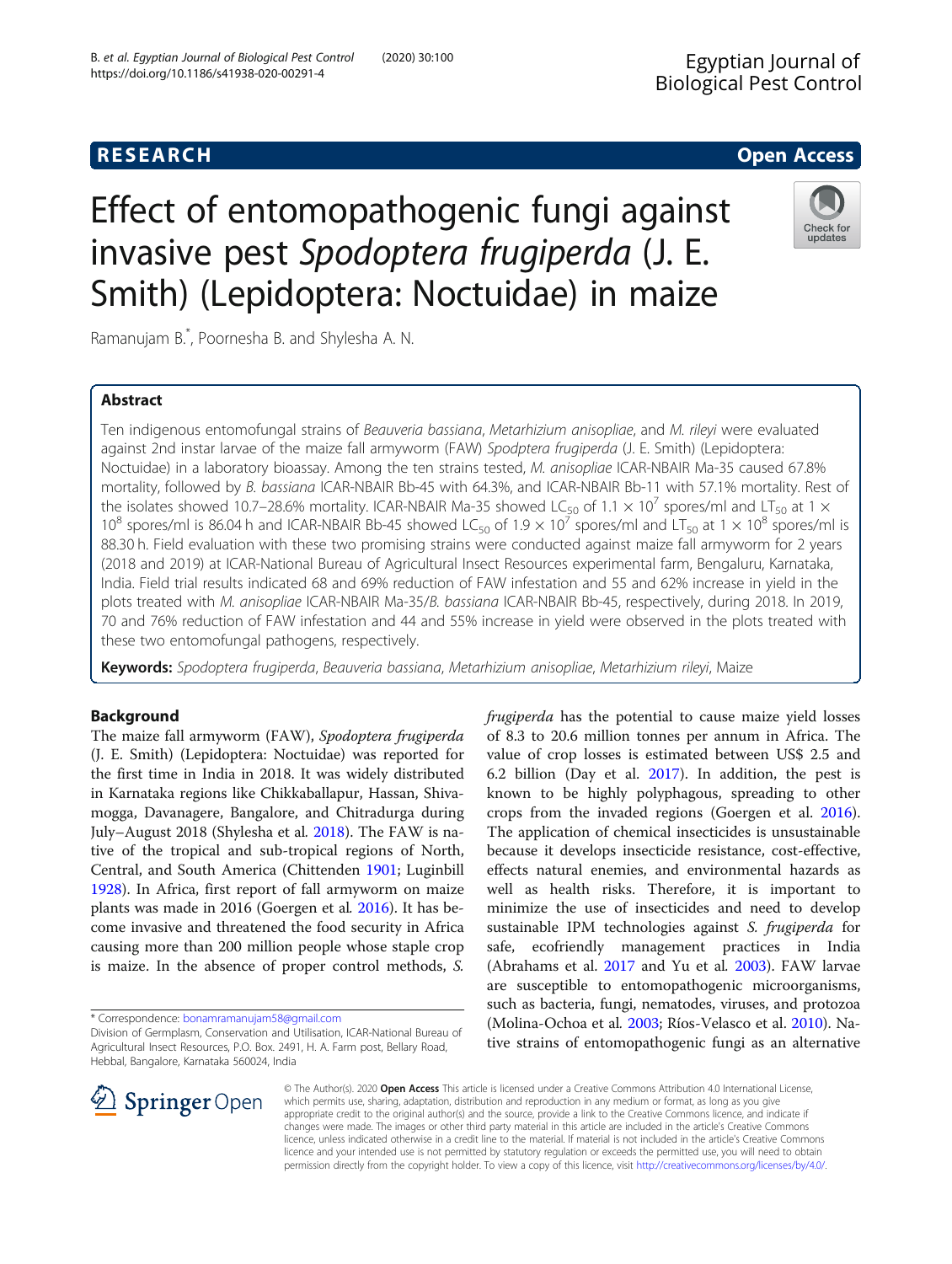# Effect of entomopathogenic fungi against invasive pest *Spodoptera frugiperda* (J. E. Smith) (Lepidoptera: Noctuidae) in maize

Ramanujam B.*, Poornesha B. and Shylesha A. N.

## Abstract

Ten indigenous entomofungal strains of *Beauveria bassiana*, *Metarhizium anisopliae*, and *M. rileyi* were evaluated against 2nd instar larvae of the maize fall armyworm (FAW) *Spodptera frugiperda* (J. E. Smith) (Lepidoptera: Noctuidae) in a laboratory bioassay. Among the ten strains tested, *M. anisopliae* ICAR-NBAIR Ma-35 caused 67.8% mortality, followed by *B. bassiana* ICAR-NBAIR Bb-45 with 64.3%, and ICAR-NBAIR Bb-11 with 57.1% mortality. Rest of the isolates showed 10.7–28.6% mortality. ICAR-NBAIR Ma-35 showed $LC_{50}$ of $1.1 \times 10^7$ spores/ml and $LT_{50}$ at $1 \times 10^8$ spores/ml is 86.04 h and ICAR-NBAIR Bb-45 showed $LC_{50}$ of $1.9 \times 10^7$ spores/ml and $LT_{50}$ at $1 \times 10^8$ spores/ml is 88.30 h. Field evaluation with these two promising strains were conducted against maize fall armyworm for 2 years (2018 and 2019) at ICAR-National Bureau of Agricultural Insect Resources experimental farm, Bengaluru, Karnataka, India. Field trial results indicated 68 and 69% reduction of FAW infestation and 55 and 62% increase in yield in the plots treated with *M. anisopliae* ICAR-NBAIR Ma-35/*B. bassiana* ICAR-NBAIR Bb-45, respectively, during 2018. In 2019, 70 and 76% reduction of FAW infestation and 44 and 55% increase in yield were observed in the plots treated with these two entomofungal pathogens, respectively.

**Keywords:** *Spodoptera frugiperda*, *Beauveria bassiana*, *Metarhizium anisopliae*, *Metarhizium rileyi*, Maize

## Background

The maize fall armyworm (FAW), *Spodoptera frugiperda* (J. E. Smith) (Lepidoptera: Noctuidae) was reported for the first time in India in 2018. It was widely distributed in Karnataka regions like Chikkaballapur, Hassan, Shivamogga, Davanagere, Bangalore, and Chitradurga during July–August 2018 (Shylesha et al. 2018). The FAW is native of the tropical and sub-tropical regions of North, Central, and South America (Chittenden 1901; Luginbill 1928). In Africa, first report of fall armyworm on maize plants was made in 2016 (Goergen et al. 2016). It has become invasive and threatened the food security in Africa causing more than 200 million people whose staple crop is maize. In the absence of proper control methods, *S. frugiperda* has the potential to cause maize yield losses of 8.3 to 20.6 million tonnes per annum in Africa. The value of crop losses is estimated between US$ 2.5 and 6.2 billion (Day et al. 2017). In addition, the pest is known to be highly polyphagous, spreading to other crops from the invaded regions (Goergen et al. 2016). The application of chemical insecticides is unsustainable because it develops insecticide resistance, cost-effective, effects natural enemies, and environmental hazards as well as health risks. Therefore, it is important to minimize the use of insecticides and need to develop sustainable IPM technologies against *S. frugiperda* for safe, ecofriendly management practices in India (Abrahams et al. 2017 and Yu et al. 2003). FAW larvae are susceptible to entomopathogenic microorganisms, such as bacteria, fungi, nematodes, viruses, and protozoa (Molina-Ochoa et al. 2003; Ríos-Velasco et al. 2010). Native strains of entomopathogenic fungi as an alternative

\* Correspondence: bonamramanujam58@gmail.com
Division of Germplasm, Conservation and Utilisation, ICAR-National Bureau of Agricultural Insect Resources, P.O. Box. 2491, H. A. Farm post, Bellary Road, Hebbal, Bangalore, Karnataka 560024, India

© The Author(s). 2020 **Open Access** This article is licensed under a Creative Commons Attribution 4.0 International License, which permits use, sharing, adaptation, distribution and reproduction in any medium or format, as long as you give appropriate credit to the original author(s) and the source, provide a link to the Creative Commons licence, and indicate if changes were made. The images or other third party material in this article are included in the article's Creative Commons licence, unless indicated otherwise in a credit line to the material. If material is not included in the article's Creative Commons licence and your intended use is not permitted by statutory regulation or exceeds the permitted use, you will need to obtain permission directly from the copyright holder. To view a copy of this licence, visit http://creativecommons.org/licenses/by/4.0/.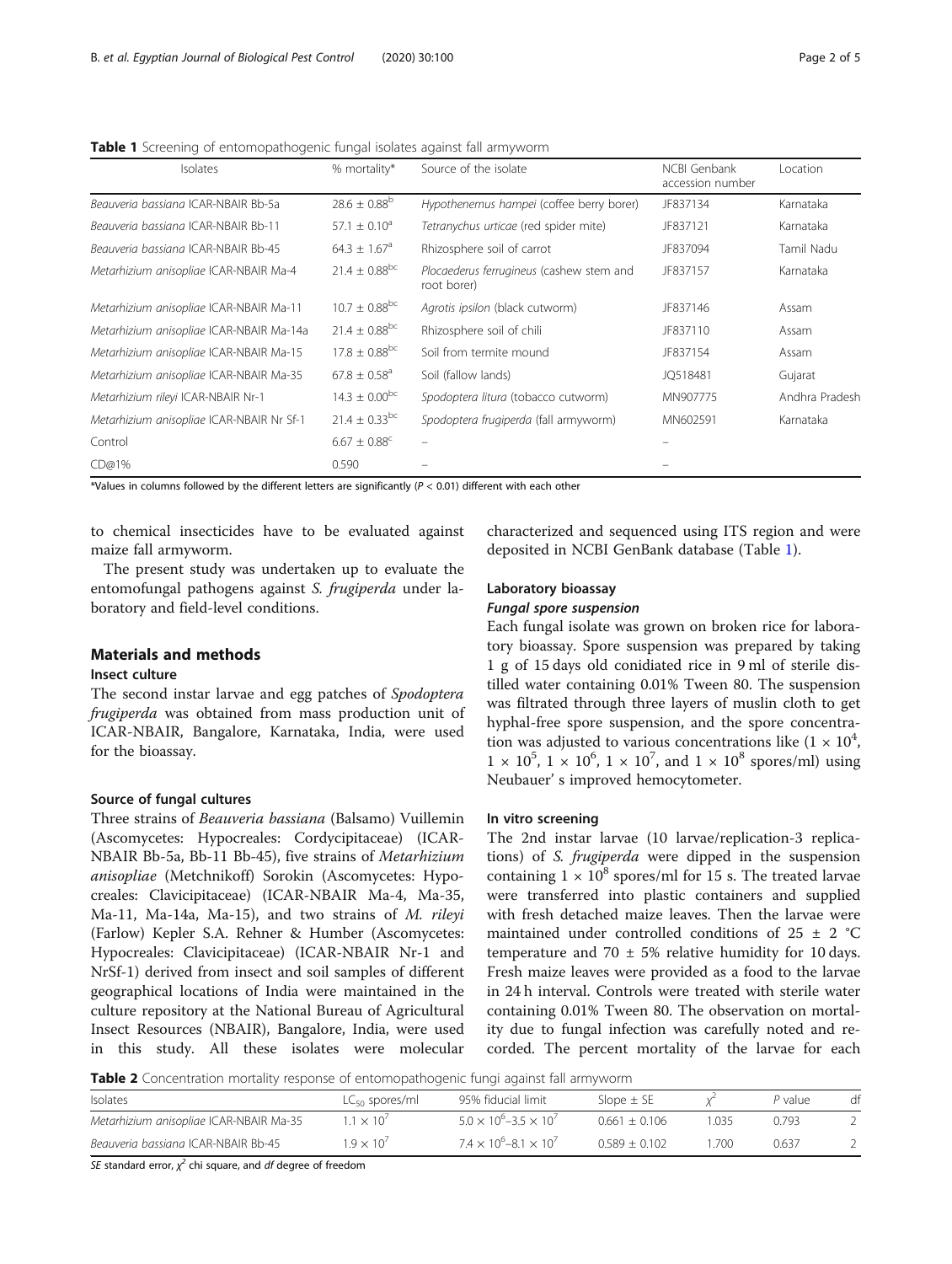**Table 1** Screening of entomopathogenic fungal isolates against fall armyworm

| Isolates | % mortality* | Source of the isolate | NCBI Genbank accession number | Location |
|---|---|---|---|---|
| *Beauveria bassiana* ICAR-NBAIR Bb-5a | $28.6 \pm 0.88^{b}$ | *Hypothenemus hampei* (coffee berry borer) | JF837134 | Karnataka |
| *Beauveria bassiana* ICAR-NBAIR Bb-11 | $57.1 \pm 0.10^{a}$ | *Tetranychus urticae* (red spider mite) | JF837121 | Karnataka |
| *Beauveria bassiana* ICAR-NBAIR Bb-45 | $64.3 \pm 1.67^{a}$ | Rhizosphere soil of carrot | JF837094 | Tamil Nadu |
| *Metarhizium anisopliae* ICAR-NBAIR Ma-4 | $21.4 \pm 0.88^{bc}$ | *Plocaederus ferrugineus* (cashew stem and root borer) | JF837157 | Karnataka |
| *Metarhizium anisopliae* ICAR-NBAIR Ma-11 | $10.7 \pm 0.88^{bc}$ | *Agrotis ipsilon* (black cutworm) | JF837146 | Assam |
| *Metarhizium anisopliae* ICAR-NBAIR Ma-14a | $21.4 \pm 0.88^{bc}$ | Rhizosphere soil of chili | JF837110 | Assam |
| *Metarhizium anisopliae* ICAR-NBAIR Ma-15 | $17.8 \pm 0.88^{bc}$ | Soil from termite mound | JF837154 | Assam |
| *Metarhizium anisopliae* ICAR-NBAIR Ma-35 | $67.8 \pm 0.58^{a}$ | Soil (fallow lands) | JQ518481 | Gujarat |
| *Metarhizium rileyi* ICAR-NBAIR Nr-1 | $14.3 \pm 0.00^{bc}$ | *Spodoptera litura* (tobacco cutworm) | MN907775 | Andhra Pradesh |
| *Metarhizium anisopliae* ICAR-NBAIR Nr Sf-1 | $21.4 \pm 0.33^{bc}$ | *Spodoptera frugiperda* (fall armyworm) | MN602591 | Karnataka |
| Control | $6.67 \pm 0.88^{c}$ | – | – | |
| CD@1% | 0.590 | – | – | |

*Values in columns followed by the different letters are significantly ($P < 0.01$) different with each other

to chemical insecticides have to be evaluated against maize fall armyworm.

The present study was undertaken up to evaluate the entomofungal pathogens against *S. frugiperda* under laboratory and field-level conditions.

## Materials and methods

### Insect culture

The second instar larvae and egg patches of *Spodoptera frugiperda* was obtained from mass production unit of ICAR-NBAIR, Bangalore, Karnataka, India, were used for the bioassay.

### Source of fungal cultures

Three strains of *Beauveria bassiana* (Balsamo) Vuillemin (Ascomycetes: Hypocreales: Cordycipitaceae) (ICAR-NBAIR Bb-5a, Bb-11 Bb-45), five strains of *Metarhizium anisopliae* (Metchnikoff) Sorokin (Ascomycetes: Hypocreales: Clavicipitaceae) (ICAR-NBAIR Ma-4, Ma-35, Ma-11, Ma-14a, Ma-15), and two strains of *M. rileyi* (Farlow) Kepler S.A. Rehner & Humber (Ascomycetes: Hypocreales: Clavicipitaceae) (ICAR-NBAIR Nr-1 and NrSf-1) derived from insect and soil samples of different geographical locations of India were maintained in the culture repository at the National Bureau of Agricultural Insect Resources (NBAIR), Bangalore, India, were used in this study. All these isolates were molecular characterized and sequenced using ITS region and were deposited in NCBI GenBank database (Table 1).

### Laboratory bioassay

#### Fungal spore suspension

Each fungal isolate was grown on broken rice for laboratory bioassay. Spore suspension was prepared by taking 1 g of 15 days old conidiated rice in 9 ml of sterile distilled water containing 0.01% Tween 80. The suspension was filtrated through three layers of muslin cloth to get hyphal-free spore suspension, and the spore concentration was adjusted to various concentrations like ($1 \times 10^4$, $1 \times 10^5$, $1 \times 10^6$, $1 \times 10^7$, and $1 \times 10^8$ spores/ml) using Neubauer' s improved hemocytometer.

#### In vitro screening

The 2nd instar larvae (10 larvae/replication-3 replications) of *S. frugiperda* were dipped in the suspension containing $1 \times 10^8$ spores/ml for 15 s. The treated larvae were transferred into plastic containers and supplied with fresh detached maize leaves. Then the larvae were maintained under controlled conditions of 25 ± 2 °C temperature and 70 ± 5% relative humidity for 10 days. Fresh maize leaves were provided as a food to the larvae in 24 h interval. Controls were treated with sterile water containing 0.01% Tween 80. The observation on mortality due to fungal infection was carefully noted and recorded. The percent mortality of the larvae for each

**Table 2** Concentration mortality response of entomopathogenic fungi against fall armyworm

| Isolates | $LC_{50}$ spores/ml | 95% fiducial limit | Slope ± SE | $\chi^2$ | *P* value | df |
|---|---|---|---|---|---|---|
| *Metarhizium anisopliae* ICAR-NBAIR Ma-35 | $1.1 \times 10^7$ | $5.0 \times 10^6$–$3.5 \times 10^7$ | 0.661 ± 0.106 | 1.035 | 0.793 | 2 |
| *Beauveria bassiana* ICAR-NBAIR Bb-45 | $1.9 \times 10^7$ | $7.4 \times 10^6$–$8.1 \times 10^7$ | 0.589 ± 0.102 | 1.700 | 0.637 | 2 |

*SE* standard error, $\chi^2$ chi square, and *df* degree of freedom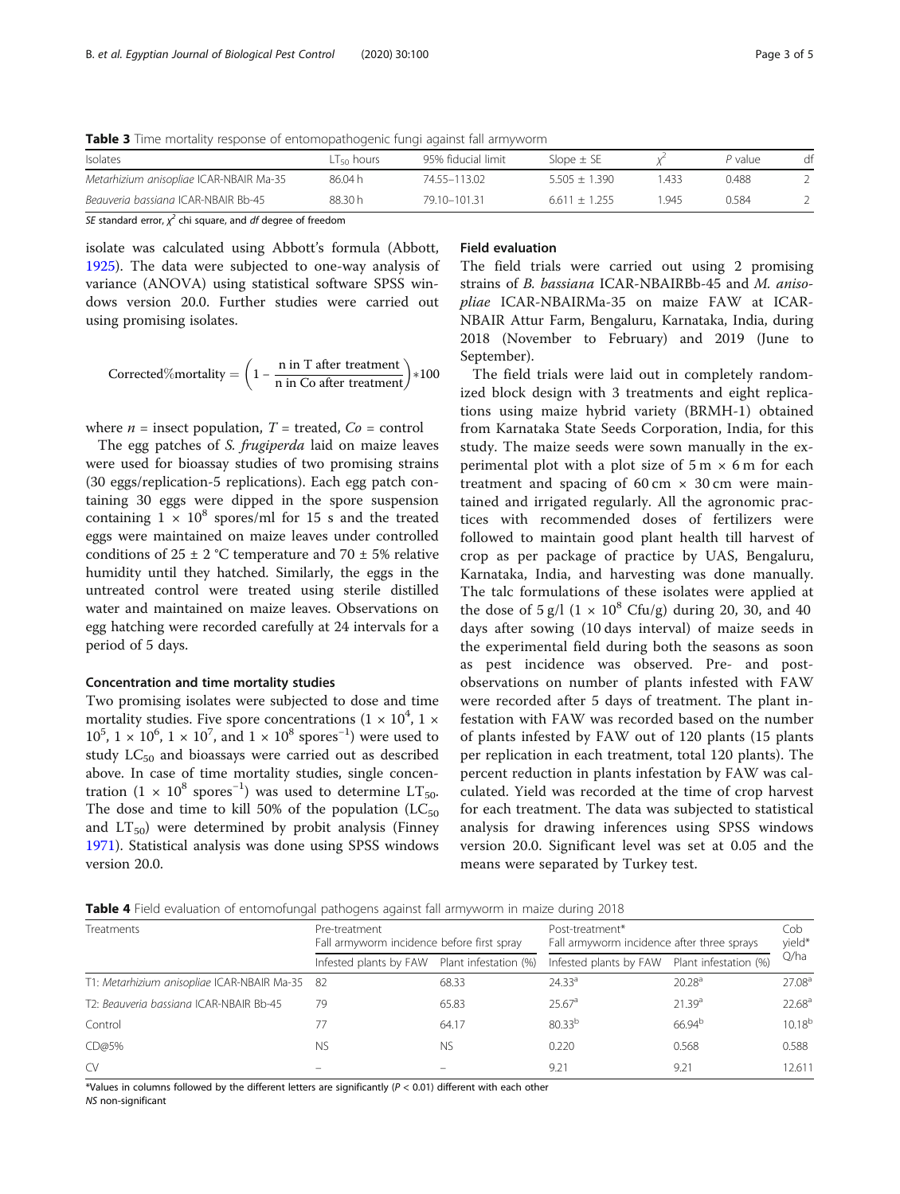**Table 3** Time mortality response of entomopathogenic fungi against fall armyworm

| Isolates | $LT_{50}$ hours | 95% fiducial limit | Slope ± SE | $\chi^2$ | P value | df |
|---|---|---|---|---|---|---|
| *Metarhizium anisopliae* ICAR-NBAIR Ma-35 | 86.04 h | 74.55–113.02 | 5.505 ± 1.390 | 1.433 | 0.488 | 2 |
| *Beauveria bassiana* ICAR-NBAIR Bb-45 | 88.30 h | 79.10–101.31 | 6.611 ± 1.255 | 1.945 | 0.584 | 2 |

*SE* standard error, $\chi^2$ chi square, and *df* degree of freedom

isolate was calculated using Abbott's formula (Abbott, 1925). The data were subjected to one-way analysis of variance (ANOVA) using statistical software SPSS windows version 20.0. Further studies were carried out using promising isolates.

$$\text{Corrected\%mortality} = \left(1 - \frac{\text{n in T after treatment}}{\text{n in Co after treatment}}\right) * 100$$

where $n$ = insect population, $T$ = treated, $Co$ = control

The egg patches of *S. frugiperda* laid on maize leaves were used for bioassay studies of two promising strains (30 eggs/replication-5 replications). Each egg patch containing 30 eggs were dipped in the spore suspension containing $1 \times 10^8$ spores/ml for 15 s and the treated eggs were maintained on maize leaves under controlled conditions of 25 ± 2 °C temperature and 70 ± 5% relative humidity until they hatched. Similarly, the eggs in the untreated control were treated using sterile distilled water and maintained on maize leaves. Observations on egg hatching were recorded carefully at 24 intervals for a period of 5 days.

### Concentration and time mortality studies

Two promising isolates were subjected to dose and time mortality studies. Five spore concentrations ($1 \times 10^4$, $1 \times 10^5$, $1 \times 10^6$, $1 \times 10^7$, and $1 \times 10^8$ spores$^{-1}$) were used to study $LC_{50}$ and bioassays were carried out as described above. In case of time mortality studies, single concentration ($1 \times 10^8$ spores$^{-1}$) was used to determine $LT_{50}$. The dose and time to kill 50% of the population ($LC_{50}$ and $LT_{50}$) were determined by probit analysis (Finney 1971). Statistical analysis was done using SPSS windows version 20.0.

### Field evaluation

The field trials were carried out using 2 promising strains of *B. bassiana* ICAR-NBAIRBb-45 and *M. anisopliae* ICAR-NBAIRMa-35 on maize FAW at ICAR-NBAIR Attur Farm, Bengaluru, Karnataka, India, during 2018 (November to February) and 2019 (June to September).

The field trials were laid out in completely randomized block design with 3 treatments and eight replications using maize hybrid variety (BRMH-1) obtained from Karnataka State Seeds Corporation, India, for this study. The maize seeds were sown manually in the experimental plot with a plot size of 5 m × 6 m for each treatment and spacing of 60 cm × 30 cm were maintained and irrigated regularly. All the agronomic practices with recommended doses of fertilizers were followed to maintain good plant health till harvest of crop as per package of practice by UAS, Bengaluru, Karnataka, India, and harvesting was done manually. The talc formulations of these isolates were applied at the dose of 5 g/l ($1 \times 10^8$ Cfu/g) during 20, 30, and 40 days after sowing (10 days interval) of maize seeds in the experimental field during both the seasons as soon as pest incidence was observed. Pre- and post-observations on number of plants infested with FAW were recorded after 5 days of treatment. The plant infestation with FAW was recorded based on the number of plants infested by FAW out of 120 plants (15 plants per replication in each treatment, total 120 plants). The percent reduction in plants infestation by FAW was calculated. Yield was recorded at the time of crop harvest for each treatment. The data was subjected to statistical analysis for drawing inferences using SPSS windows version 20.0. Significant level was set at 0.05 and the means were separated by Turkey test.

**Table 4** Field evaluation of entomofungal pathogens against fall armyworm in maize during 2018

| Treatments | Pre-treatment Fall armyworm incidence before first spray | | Post-treatment* Fall armyworm incidence after three sprays | | Cob yield* Q/ha |
|---|---|---|---|---|---|
| | Infested plants by FAW | Plant infestation (%) | Infested plants by FAW | Plant infestation (%) | |
| T1: *Metarhizium anisopliae* ICAR-NBAIR Ma-35 | 82 | 68.33 | 24.33[a] | 20.28[a] | 27.08[a] |
| T2: *Beauveria bassiana* ICAR-NBAIR Bb-45 | 79 | 65.83 | 25.67[a] | 21.39[a] | 22.68[a] |
| Control | 77 | 64.17 | 80.33[b] | 66.94[b] | 10.18[b] |
| CD@5% | NS | NS | 0.220 | 0.568 | 0.588 |
| CV | – | – | 9.21 | 9.21 | 12.611 |

*Values in columns followed by the different letters are significantly ($P < 0.01$) different with each other
*NS* non-significant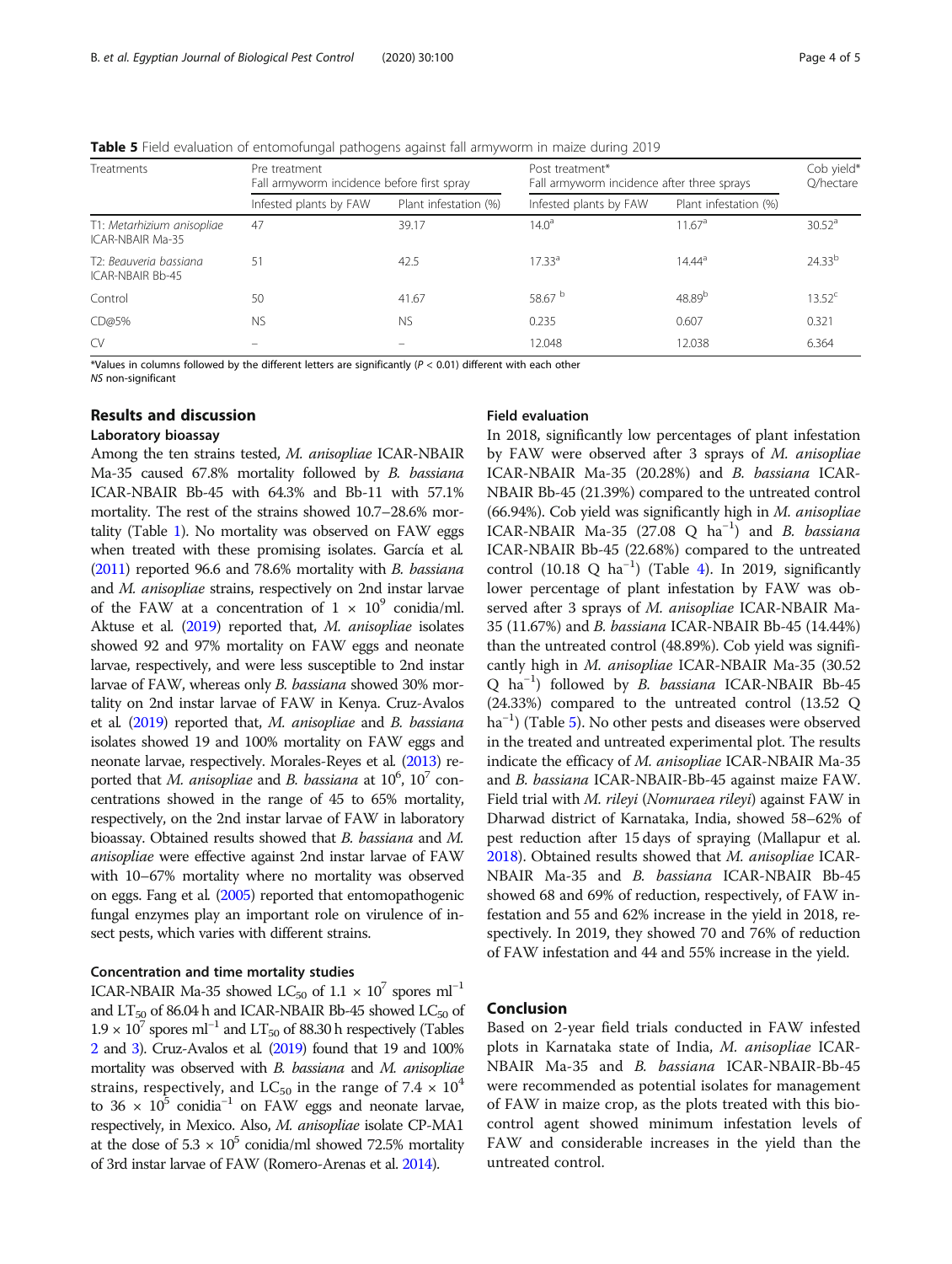**Table 5** Field evaluation of entomofungal pathogens against fall armyworm in maize during 2019

| Treatments | Pre treatment Fall armyworm incidence before first spray | | Post treatment* Fall armyworm incidence after three sprays | | Cob yield* Q/hectare |
|---|---|---|---|---|---|
| | Infested plants by FAW | Plant infestation (%) | Infested plants by FAW | Plant infestation (%) | |
| T1: *Metarhizium anisopliae* ICAR-NBAIR Ma-35 | 47 | 39.17 | 14.0[a] | 11.67[a] | 30.52[a] |
| T2: *Beauveria bassiana* ICAR-NBAIR Bb-45 | 51 | 42.5 | 17.33[a] | 14.44[a] | 24.33[b] |
| Control | 50 | 41.67 | 58.67 [b] | 48.89[b] | 13.52[c] |
| CD@5% | NS | NS | 0.235 | 0.607 | 0.321 |
| CV | – | – | 12.048 | 12.038 | 6.364 |

*Values in columns followed by the different letters are significantly ($P < 0.01$) different with each other
*NS* non-significant

## Results and discussion

### Laboratory bioassay

Among the ten strains tested, *M. anisopliae* ICAR-NBAIR Ma-35 caused 67.8% mortality followed by *B. bassiana* ICAR-NBAIR Bb-45 with 64.3% and Bb-11 with 57.1% mortality. The rest of the strains showed 10.7–28.6% mortality (Table 1). No mortality was observed on FAW eggs when treated with these promising isolates. García et al. (2011) reported 96.6 and 78.6% mortality with *B. bassiana* and *M. anisopliae* strains, respectively on 2nd instar larvae of the FAW at a concentration of $1 \times 10^9$ conidia/ml. Aktuse et al. (2019) reported that, *M. anisopliae* isolates showed 92 and 97% mortality on FAW eggs and neonate larvae, respectively, and were less susceptible to 2nd instar larvae of FAW, whereas only *B. bassiana* showed 30% mortality on 2nd instar larvae of FAW in Kenya. Cruz-Avalos et al. (2019) reported that, *M. anisopliae* and *B. bassiana* isolates showed 19 and 100% mortality on FAW eggs and neonate larvae, respectively. Morales-Reyes et al. (2013) reported that *M. anisopliae* and *B. bassiana* at $10^6$, $10^7$ concentrations showed in the range of 45 to 65% mortality, respectively, on the 2nd instar larvae of FAW in laboratory bioassay. Obtained results showed that *B. bassiana* and *M. anisopliae* were effective against 2nd instar larvae of FAW with 10–67% mortality where no mortality was observed on eggs. Fang et al. (2005) reported that entomopathogenic fungal enzymes play an important role on virulence of insect pests, which varies with different strains.

### Concentration and time mortality studies

ICAR-NBAIR Ma-35 showed $LC_{50}$ of $1.1 \times 10^7$ spores $ml^{-1}$ and $LT_{50}$ of 86.04 h and ICAR-NBAIR Bb-45 showed $LC_{50}$ of $1.9 \times 10^7$ spores $ml^{-1}$ and $LT_{50}$ of 88.30 h respectively (Tables 2 and 3). Cruz-Avalos et al. (2019) found that 19 and 100% mortality was observed with *B. bassiana* and *M. anisopliae* strains, respectively, and $LC_{50}$ in the range of $7.4 \times 10^4$ to $36 \times 10^5$ conidia$^{-1}$ on FAW eggs and neonate larvae, respectively, in Mexico. Also, *M. anisopliae* isolate CP-MA1 at the dose of $5.3 \times 10^5$ conidia/ml showed 72.5% mortality of 3rd instar larvae of FAW (Romero-Arenas et al. 2014).

### Field evaluation

In 2018, significantly low percentages of plant infestation by FAW were observed after 3 sprays of *M. anisopliae* ICAR-NBAIR Ma-35 (20.28%) and *B. bassiana* ICAR-NBAIR Bb-45 (21.39%) compared to the untreated control (66.94%). Cob yield was significantly high in *M. anisopliae* ICAR-NBAIR Ma-35 (27.08 Q $ha^{-1}$) and *B. bassiana* ICAR-NBAIR Bb-45 (22.68%) compared to the untreated control (10.18 Q $ha^{-1}$) (Table 4). In 2019, significantly lower percentage of plant infestation by FAW was observed after 3 sprays of *M. anisopliae* ICAR-NBAIR Ma-35 (11.67%) and *B. bassiana* ICAR-NBAIR Bb-45 (14.44%) than the untreated control (48.89%). Cob yield was significantly high in *M. anisopliae* ICAR-NBAIR Ma-35 (30.52 Q $ha^{-1}$) followed by *B. bassiana* ICAR-NBAIR Bb-45 (24.33%) compared to the untreated control (13.52 Q $ha^{-1}$) (Table 5). No other pests and diseases were observed in the treated and untreated experimental plot. The results indicate the efficacy of *M. anisopliae* ICAR-NBAIR Ma-35 and *B. bassiana* ICAR-NBAIR-Bb-45 against maize FAW. Field trial with *M. rileyi* (*Nomuraea rileyi*) against FAW in Dharwad district of Karnataka, India, showed 58–62% of pest reduction after 15 days of spraying (Mallapur et al. 2018). Obtained results showed that *M. anisopliae* ICAR-NBAIR Ma-35 and *B. bassiana* ICAR-NBAIR Bb-45 showed 68 and 69% of reduction, respectively, of FAW infestation and 55 and 62% increase in the yield in 2018, respectively. In 2019, they showed 70 and 76% of reduction of FAW infestation and 44 and 55% increase in the yield.

## Conclusion

Based on 2-year field trials conducted in FAW infested plots in Karnataka state of India, *M. anisopliae* ICAR-NBAIR Ma-35 and *B. bassiana* ICAR-NBAIR-Bb-45 were recommended as potential isolates for management of FAW in maize crop, as the plots treated with this biocontrol agent showed minimum infestation levels of FAW and considerable increases in the yield than the untreated control.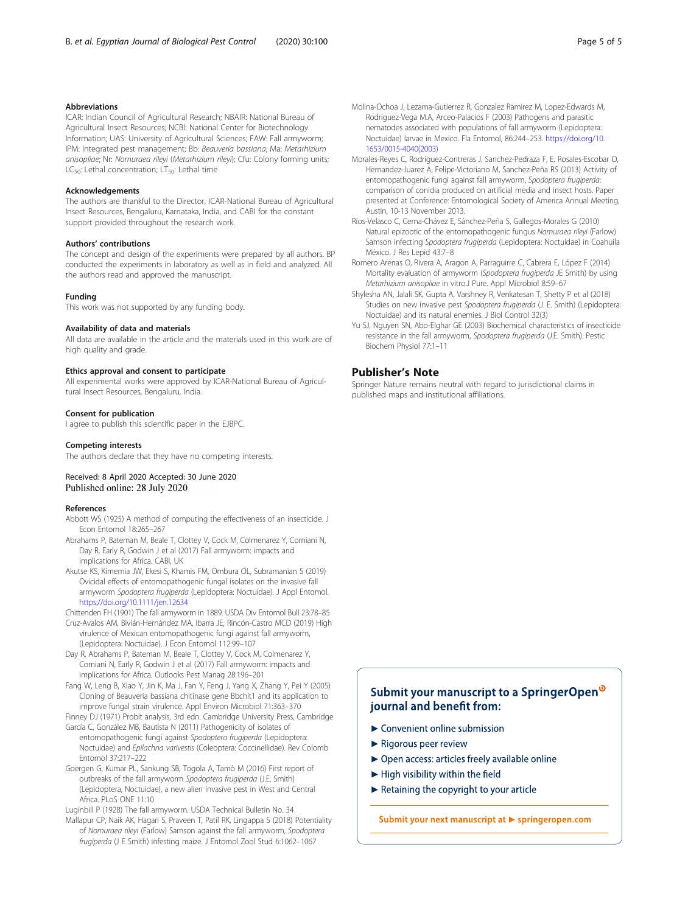## Abbreviations

ICAR: Indian Council of Agricultural Research; NBAIR: National Bureau of Agricultural Insect Resources; NCBI: National Center for Biotechnology Information; UAS: University of Agricultural Sciences; FAW: Fall armyworm; IPM: Integrated pest management; Bb: *Beauveria bassiana*; Ma: *Metarhizium anisopliae*; Nr: *Nomuraea rileyi* (*Metarhizium rileyi*); Cfu: Colony forming units; $LC_{50}$: Lethal concentration; $LT_{50}$: Lethal time

## Acknowledgements

The authors are thankful to the Director, ICAR-National Bureau of Agricultural Insect Resources, Bengaluru, Karnataka, India, and CABI for the constant support provided throughout the research work.

## Authors' contributions

The concept and design of the experiments were prepared by all authors. BP conducted the experiments in laboratory as well as in field and analyzed. All the authors read and approved the manuscript.

## Funding

This work was not supported by any funding body.

## Availability of data and materials

All data are available in the article and the materials used in this work are of high quality and grade.

## Ethics approval and consent to participate

All experimental works were approved by ICAR-National Bureau of Agricultural Insect Resources, Bengaluru, India.

## Consent for publication

I agree to publish this scientific paper in the EJBPC.

## Competing interests

The authors declare that they have no competing interests.

Received: 8 April 2020 Accepted: 30 June 2020
Published online: 28 July 2020

## References

Abbott WS (1925) A method of computing the effectiveness of an insecticide. J Econ Entomol 18:265–267

Abrahams P, Bateman M, Beale T, Clottey V, Cock M, Colmenarez Y, Corniani N, Day R, Early R, Godwin J et al (2017) Fall armyworm: impacts and implications for Africa. CABI, UK

Akutse KS, Kimemia JW, Ekesi S, Khamis FM, Ombura OL, Subramanian S (2019) Ovicidal effects of entomopathogenic fungal isolates on the invasive fall armyworm *Spodoptera frugiperda* (Lepidoptera: Noctuidae). J Appl Entomol. https://doi.org/10.1111/jen.12634

Chittenden FH (1901) The fall armyworm in 1889. USDA Div Entomol Bull 23:78–85

Cruz-Avalos AM, Bivián-Hernández MA, Ibarra JE, Rincón-Castro MCD (2019) High virulence of Mexican entomopathogenic fungi against fall armyworm, (Lepidoptera: Noctuidae). J Econ Entomol 112:99–107

Day R, Abrahams P, Bateman M, Beale T, Clottey V, Cock M, Colmenarez Y, Corniani N, Early R, Godwin J et al (2017) Fall armyworm: impacts and implications for Africa. Outlooks Pest Manag 28:196–201

Fang W, Leng B, Xiao Y, Jin K, Ma J, Fan Y, Feng J, Yang X, Zhang Y, Pei Y (2005) Cloning of Beauveria bassiana chitinase gene Bbchit1 and its application to improve fungal strain virulence. Appl Environ Microbiol 71:363–370

Finney DJ (1971) Probit analysis, 3rd edn. Cambridge University Press, Cambridge

García C, González MB, Bautista N (2011) Pathogenicity of isolates of entomopathogenic fungi against *Spodoptera frugiperda* (Lepidoptera: Noctuidae) and *Epilachna varivestis* (Coleoptera: Coccinellidae). Rev Colomb Entomol 37:217–222

Goergen G, Kumar PL, Sankung SB, Togola A, Tamò M (2016) First report of outbreaks of the fall armyworm *Spodoptera frugiperda* (J.E. Smith) (Lepidoptera, Noctuidae), a new alien invasive pest in West and Central Africa. PLoS ONE 11:10

Luginbill P (1928) The fall armyworm. USDA Technical Bulletin No. 34

Mallapur CP, Naik AK, Hagari S, Praveen T, Patil RK, Lingappa S (2018) Potentiality of *Nomuraea rileyi* (Farlow) Samson against the fall armyworm, *Spodoptera frugiperda* (J E Smith) infesting maize. J Entomol Zool Stud 6:1062–1067

Molina-Ochoa J, Lezama-Gutierrez R, Gonzalez Ramirez M, Lopez-Edwards M, Rodriguez-Vega M.A, Arceo-Palacios F (2003) Pathogens and parasitic nematodes associated with populations of fall armyworm (Lepidoptera: Noctuidae) larvae in Mexico. Fla Entomol, 86:244–253. https://doi.org/10.1653/0015-4040(2003)

Morales-Reyes C, Rodriguez-Contreras J, Sanchez-Pedraza F, E. Rosales-Escobar O, Hernandez-Juarez A, Felipe-Victoriano M, Sanchez-Peña RS (2013) Activity of entomopathogenic fungi against fall armyworm, *Spodoptera frugiperda*: comparison of conidia produced on artificial media and insect hosts. Paper presented at Conference: Entomological Society of America Annual Meeting, Austin, 10-13 November 2013.

Ríos-Velasco C, Cerna-Chávez E, Sánchez-Peña S, Gallegos-Morales G (2010) Natural epizootic of the entomopathogenic fungus *Nomuraea rileyi* (Farlow) Samson infecting *Spodoptera frugiperda* (Lepidoptera: Noctuidae) in Coahuila México. J Res Lepid 43:7–8

Romero Arenas O, Rivera A, Aragon A, Parraguirre C, Cabrera E, López F (2014) Mortality evaluation of armyworm (*Spodoptera frugiperda* JE Smith) by using *Metarhizium anisopliae* in vitro.J Pure. Appl Microbiol 8:59–67

Shylesha AN, Jalali SK, Gupta A, Varshney R, Venkatesan T, Shetty P et al (2018) Studies on new invasive pest *Spodoptera frugiperda* (J. E. Smith) (Lepidoptera: Noctuidae) and its natural enemies. J Biol Control 32(3)

Yu SJ, Nguyen SN, Abo-Elghar GE (2003) Biochemical characteristics of insecticide resistance in the fall armyworm, *Spodoptera frugiperda* (J.E. Smith). Pestic Biochem Physiol 77:1–11

## Publisher's Note

Springer Nature remains neutral with regard to jurisdictional claims in published maps and institutional affiliations.